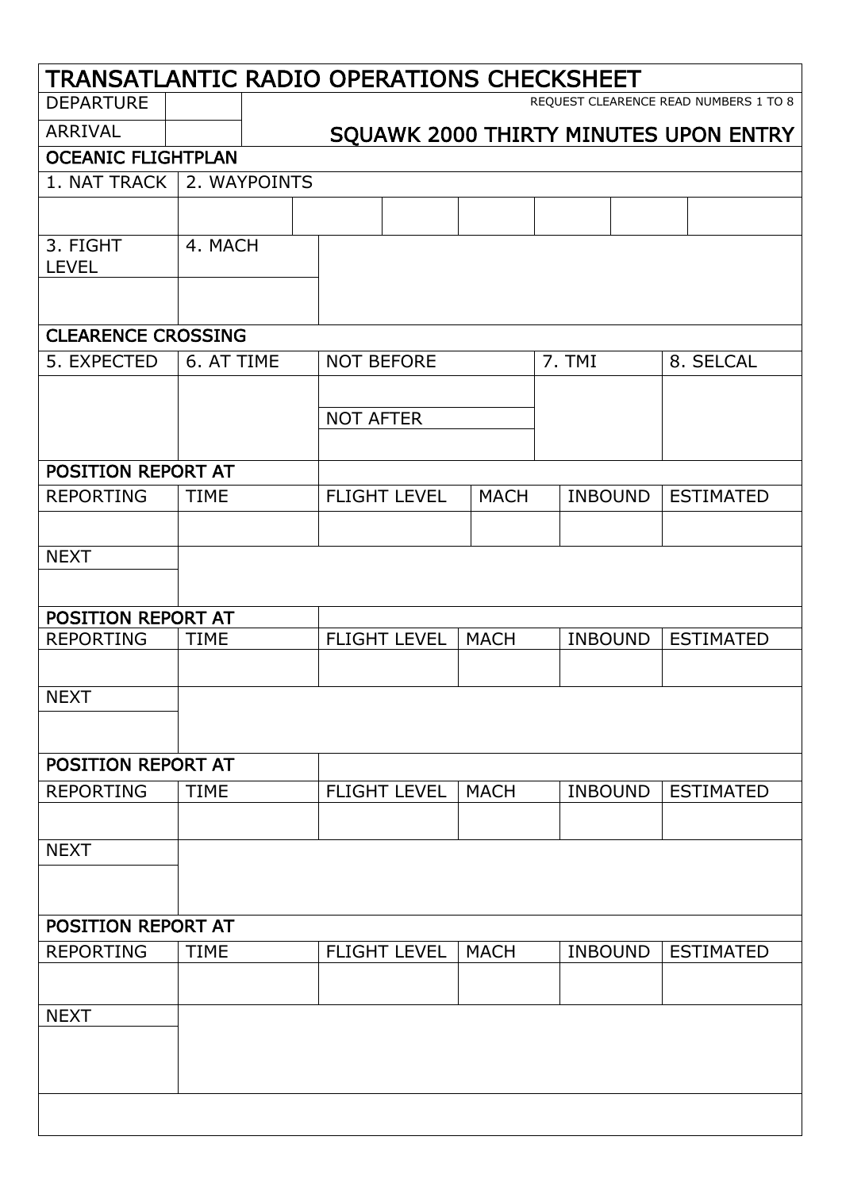# TRANSATLANTIC RADIO OPERATIONS CHECKSHEET

| DEPARTURE | | REQUEST CLEARENCE READ NUMBERS 1 TO 8 |
|---|---|---|
| ARRIVAL | | **SQUAWK 2000 THIRTY MINUTES UPON ENTRY** |

## OCEANIC FLIGHTPLAN

| 1. NAT TRACK | 2. WAYPOINTS | | | | | | |
|---|---|---|---|---|---|---|---|
| | | | | | | | |

| 3. FIGHT LEVEL | 4. MACH | |
|---|---|---|
| | | |

## CLEARENCE CROSSING

| 5. EXPECTED | 6. AT TIME | NOT BEFORE | 7. TMI | 8. SELCAL |
|---|---|---|---|---|
| | | | | |
| | | NOT AFTER | | |
| | | | | |

## POSITION REPORT AT

| REPORTING | TIME | FLIGHT LEVEL | MACH | INBOUND | ESTIMATED |
|---|---|---|---|---|---|
| | | | | | |
| NEXT | | | | | |
| | | | | | |

## POSITION REPORT AT

| REPORTING | TIME | FLIGHT LEVEL | MACH | INBOUND | ESTIMATED |
|---|---|---|---|---|---|
| | | | | | |
| NEXT | | | | | |
| | | | | | |

## POSITION REPORT AT

| REPORTING | TIME | FLIGHT LEVEL | MACH | INBOUND | ESTIMATED |
|---|---|---|---|---|---|
| | | | | | |
| NEXT | | | | | |
| | | | | | |

## POSITION REPORT AT

| REPORTING | TIME | FLIGHT LEVEL | MACH | INBOUND | ESTIMATED |
|---|---|---|---|---|---|
| | | | | | |
| NEXT | | | | | |
| | | | | | |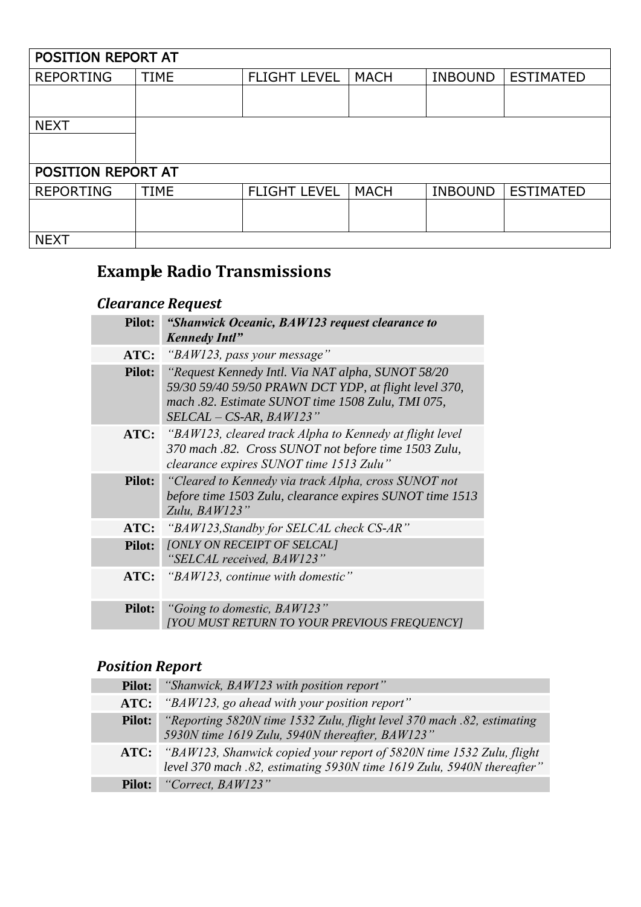| POSITION REPORT AT | | | | | |
|---|---|---|---|---|---|
| REPORTING | TIME | FLIGHT LEVEL | MACH | INBOUND | ESTIMATED |
| | | | | | |
| NEXT | | | | | |
| | | | | | |

| POSITION REPORT AT | | | | | |
|---|---|---|---|---|---|
| REPORTING | TIME | FLIGHT LEVEL | MACH | INBOUND | ESTIMATED |
| | | | | | |
| NEXT | | | | | |

## Example Radio Transmissions

### *Clearance Request*

| | |
|---|---|
| **Pilot:** | ***"Shanwick Oceanic, BAW123 request clearance to Kennedy Intl"*** |
| **ATC:** | *"BAW123, pass your message"* |
| **Pilot:** | *"Request Kennedy Intl. Via NAT alpha, SUNOT 58/20 59/30 59/40 59/50 PRAWN DCT YDP, at flight level 370, mach .82. Estimate SUNOT time 1508 Zulu, TMI 075, SELCAL – CS-AR, BAW123"* |
| **ATC:** | *"BAW123, cleared track Alpha to Kennedy at flight level 370 mach .82. Cross SUNOT not before time 1503 Zulu, clearance expires SUNOT time 1513 Zulu"* |
| **Pilot:** | *"Cleared to Kennedy via track Alpha, cross SUNOT not before time 1503 Zulu, clearance expires SUNOT time 1513 Zulu, BAW123"* |
| **ATC:** | *"BAW123,Standby for SELCAL check CS-AR"* |
| **Pilot:** | *[ONLY ON RECEIPT OF SELCAL]* *"SELCAL received, BAW123"* |
| **ATC:** | *"BAW123, continue with domestic"* |
| **Pilot:** | *"Going to domestic, BAW123"* *[YOU MUST RETURN TO YOUR PREVIOUS FREQUENCY]* |

### *Position Report*

| | |
|---|---|
| **Pilot:** | *"Shanwick, BAW123 with position report"* |
| **ATC:** | *"BAW123, go ahead with your position report"* |
| **Pilot:** | *"Reporting 5820N time 1532 Zulu, flight level 370 mach .82, estimating 5930N time 1619 Zulu, 5940N thereafter, BAW123"* |
| **ATC:** | *"BAW123, Shanwick copied your report of 5820N time 1532 Zulu, flight level 370 mach .82, estimating 5930N time 1619 Zulu, 5940N thereafter"* |
| **Pilot:** | *"Correct, BAW123"* |